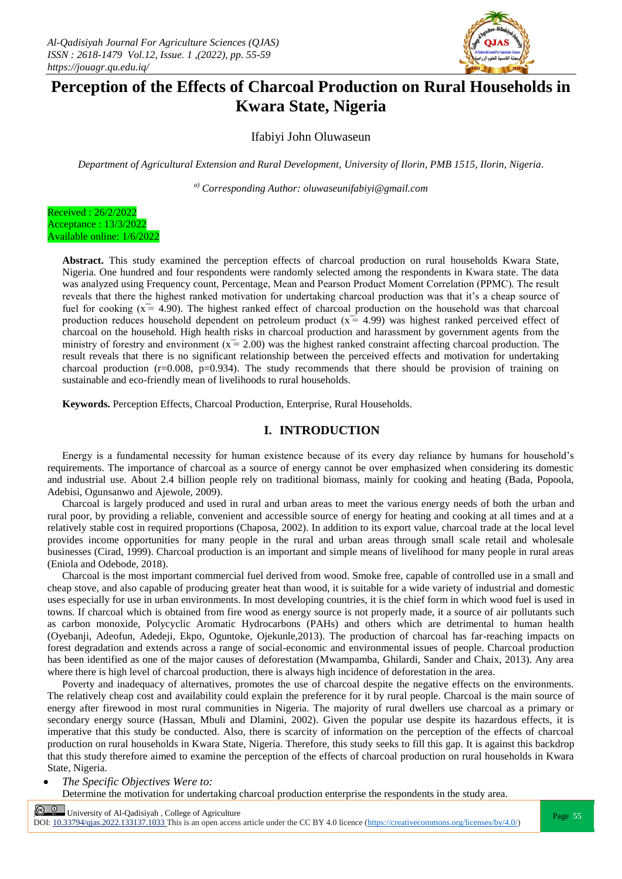# Perception of the Effects of Charcoal Production on Rural Households in Kwara State, Nigeria

Ifabiyi John Oluwaseun

*Department of Agricultural Extension and Rural Development, University of Ilorin, PMB 1515, Ilorin, Nigeria.*

*[a] Corresponding Author: oluwaseunifabiyi@gmail.com*

Received : 26/2/2022
Acceptance : 13/3/2022
Available online: 1/6/2022

**Abstract.** This study examined the perception effects of charcoal production on rural households Kwara State, Nigeria. One hundred and four respondents were randomly selected among the respondents in Kwara state. The data was analyzed using Frequency count, Percentage, Mean and Pearson Product Moment Correlation (PPMC). The result reveals that there the highest ranked motivation for undertaking charcoal production was that it's a cheap source of fuel for cooking ($\bar{x} = 4.90$). The highest ranked effect of charcoal production on the household was that charcoal production reduces household dependent on petroleum product ($\bar{x} = 4.99$) was highest ranked perceived effect of charcoal on the household. High health risks in charcoal production and harassment by government agents from the ministry of forestry and environment ($\bar{x} = 2.00$) was the highest ranked constraint affecting charcoal production. The result reveals that there is no significant relationship between the perceived effects and motivation for undertaking charcoal production ($r=0.008$, $p=0.934$). The study recommends that there should be provision of training on sustainable and eco-friendly mean of livelihoods to rural households.

**Keywords.** Perception Effects, Charcoal Production, Enterprise, Rural Households.

## I. INTRODUCTION

Energy is a fundamental necessity for human existence because of its every day reliance by humans for household's requirements. The importance of charcoal as a source of energy cannot be over emphasized when considering its domestic and industrial use. About 2.4 billion people rely on traditional biomass, mainly for cooking and heating (Bada, Popoola, Adebisi, Ogunsanwo and Ajewole, 2009).

Charcoal is largely produced and used in rural and urban areas to meet the various energy needs of both the urban and rural poor, by providing a reliable, convenient and accessible source of energy for heating and cooking at all times and at a relatively stable cost in required proportions (Chaposa, 2002). In addition to its export value, charcoal trade at the local level provides income opportunities for many people in the rural and urban areas through small scale retail and wholesale businesses (Cirad, 1999). Charcoal production is an important and simple means of livelihood for many people in rural areas (Eniola and Odebode, 2018).

Charcoal is the most important commercial fuel derived from wood. Smoke free, capable of controlled use in a small and cheap stove, and also capable of producing greater heat than wood, it is suitable for a wide variety of industrial and domestic uses especially for use in urban environments. In most developing countries, it is the chief form in which wood fuel is used in towns. If charcoal which is obtained from fire wood as energy source is not properly made, it a source of air pollutants such as carbon monoxide, Polycyclic Aromatic Hydrocarbons (PAHs) and others which are detrimental to human health (Oyebanji, Adeofun, Adedeji, Ekpo, Oguntoke, Ojekunle,2013). The production of charcoal has far-reaching impacts on forest degradation and extends across a range of social-economic and environmental issues of people. Charcoal production has been identified as one of the major causes of deforestation (Mwampamba, Ghilardi, Sander and Chaix, 2013). Any area where there is high level of charcoal production, there is always high incidence of deforestation in the area.

Poverty and inadequacy of alternatives, promotes the use of charcoal despite the negative effects on the environments. The relatively cheap cost and availability could explain the preference for it by rural people. Charcoal is the main source of energy after firewood in most rural communities in Nigeria. The majority of rural dwellers use charcoal as a primary or secondary energy source (Hassan, Mbuli and Dlamini, 2002). Given the popular use despite its hazardous effects, it is imperative that this study be conducted. Also, there is scarcity of information on the perception of the effects of charcoal production on rural households in Kwara State, Nigeria. Therefore, this study seeks to fill this gap. It is against this backdrop that this study therefore aimed to examine the perception of the effects of charcoal production on rural households in Kwara State, Nigeria.

- *The Specific Objectives Were to:*

  Determine the motivation for undertaking charcoal production enterprise the respondents in the study area.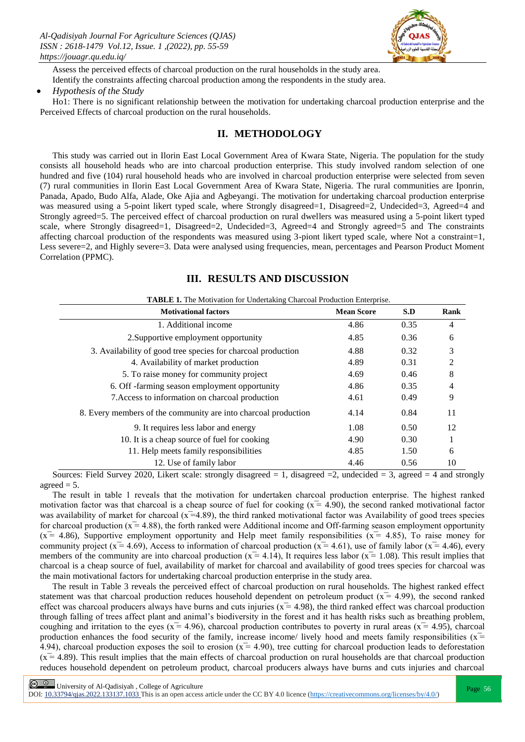Assess the perceived effects of charcoal production on the rural households in the study area.

Identify the constraints affecting charcoal production among the respondents in the study area.

- *Hypothesis of the Study*

Ho1: There is no significant relationship between the motivation for undertaking charcoal production enterprise and the Perceived Effects of charcoal production on the rural households.

## II. METHODOLOGY

This study was carried out in Ilorin East Local Government Area of Kwara State, Nigeria. The population for the study consists all household heads who are into charcoal production enterprise. This study involved random selection of one hundred and five (104) rural household heads who are involved in charcoal production enterprise were selected from seven (7) rural communities in Ilorin East Local Government Area of Kwara State, Nigeria. The rural communities are Iponrin, Panada, Apado, Budo Alfa, Alade, Oke Ajia and Agbeyangi. The motivation for undertaking charcoal production enterprise was measured using a 5-point likert typed scale, where Strongly disagreed=1, Disagreed=2, Undecided=3, Agreed=4 and Strongly agreed=5. The perceived effect of charcoal production on rural dwellers was measured using a 5-point likert typed scale, where Strongly disagreed=1, Disagreed=2, Undecided=3, Agreed=4 and Strongly agreed=5 and The constraints affecting charcoal production of the respondents was measured using 3-piont likert typed scale, where Not a constraint=1, Less severe=2, and Highly severe=3. Data were analysed using frequencies, mean, percentages and Pearson Product Moment Correlation (PPMC).

## III. RESULTS AND DISCUSSION

**TABLE 1.** The Motivation for Undertaking Charcoal Production Enterprise.

| Motivational factors | Mean Score | S.D | Rank |
|---|---|---|---|
| 1. Additional income | 4.86 | 0.35 | 4 |
| 2.Supportive employment opportunity | 4.85 | 0.36 | 6 |
| 3. Availability of good tree species for charcoal production | 4.88 | 0.32 | 3 |
| 4. Availability of market production | 4.89 | 0.31 | 2 |
| 5. To raise money for community project | 4.69 | 0.46 | 8 |
| 6. Off -farming season employment opportunity | 4.86 | 0.35 | 4 |
| 7.Access to information on charcoal production | 4.61 | 0.49 | 9 |
| 8. Every members of the community are into charcoal production | 4.14 | 0.84 | 11 |
| 9. It requires less labor and energy | 1.08 | 0.50 | 12 |
| 10. It is a cheap source of fuel for cooking | 4.90 | 0.30 | 1 |
| 11. Help meets family responsibilities | 4.85 | 1.50 | 6 |
| 12. Use of family labor | 4.46 | 0.56 | 10 |

Sources: Field Survey 2020, Likert scale: strongly disagreed = 1, disagreed =2, undecided = 3, agreed = 4 and strongly agreed = 5.

The result in table 1 reveals that the motivation for undertaken charcoal production enterprise. The highest ranked motivation factor was that charcoal is a cheap source of fuel for cooking ($\bar{x}$ = 4.90), the second ranked motivational factor was availability of market for charcoal ($\bar{x}$=4.89), the third ranked motivational factor was Availability of good trees species for charcoal production ($\bar{x}$ = 4.88), the forth ranked were Additional income and Off-farming season employment opportunity ($\bar{x}$ = 4.86), Supportive employment opportunity and Help meet family responsibilities ($\bar{x}$ = 4.85), To raise money for community project ($\bar{x}$ = 4.69), Access to information of charcoal production ($\bar{x}$ = 4.61), use of family labor ($\bar{x}$ = 4.46), every members of the community are into charcoal production ($\bar{x}$ = 4.14), It requires less labor ($\bar{x}$ = 1.08). This result implies that charcoal is a cheap source of fuel, availability of market for charcoal and availability of good trees species for charcoal was the main motivational factors for undertaking charcoal production enterprise in the study area.

The result in Table 3 reveals the perceived effect of charcoal production on rural households. The highest ranked effect statement was that charcoal production reduces household dependent on petroleum product ($\bar{x}$ = 4.99), the second ranked effect was charcoal producers always have burns and cuts injuries ($\bar{x}$ = 4.98), the third ranked effect was charcoal production through falling of trees affect plant and animal's biodiversity in the forest and it has health risks such as breathing problem, coughing and irritation to the eyes ($\bar{x}$ = 4.96), charcoal production contributes to poverty in rural areas ($\bar{x}$ = 4.95), charcoal production enhances the food security of the family, increase income/ lively hood and meets family responsibilities ($\bar{x}$ = 4.94), charcoal production exposes the soil to erosion ($\bar{x}$ = 4.90), tree cutting for charcoal production leads to deforestation ($\bar{x}$ = 4.89). This result implies that the main effects of charcoal production on rural households are that charcoal production reduces household dependent on petroleum product, charcoal producers always have burns and cuts injuries and charcoal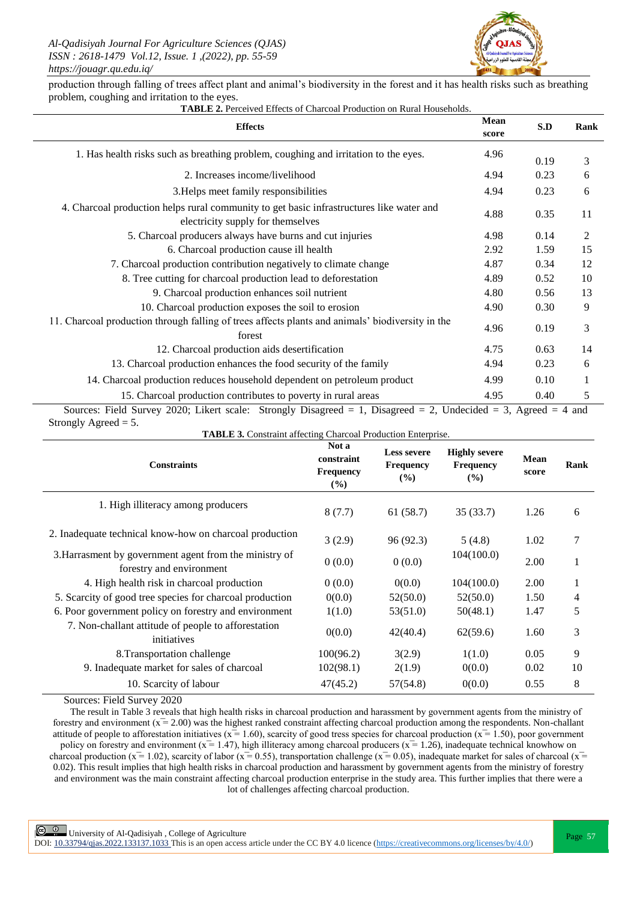production through falling of trees affect plant and animal's biodiversity in the forest and it has health risks such as breathing problem, coughing and irritation to the eyes.

**TABLE 2.** Perceived Effects of Charcoal Production on Rural Households.

| Effects | Mean score | S.D | Rank |
|---|---|---|---|
| 1. Has health risks such as breathing problem, coughing and irritation to the eyes. | 4.96 | 0.19 | 3 |
| 2. Increases income/livelihood | 4.94 | 0.23 | 6 |
| 3.Helps meet family responsibilities | 4.94 | 0.23 | 6 |
| 4. Charcoal production helps rural community to get basic infrastructures like water and electricity supply for themselves | 4.88 | 0.35 | 11 |
| 5. Charcoal producers always have burns and cut injuries | 4.98 | 0.14 | 2 |
| 6. Charcoal production cause ill health | 2.92 | 1.59 | 15 |
| 7. Charcoal production contribution negatively to climate change | 4.87 | 0.34 | 12 |
| 8. Tree cutting for charcoal production lead to deforestation | 4.89 | 0.52 | 10 |
| 9. Charcoal production enhances soil nutrient | 4.80 | 0.56 | 13 |
| 10. Charcoal production exposes the soil to erosion | 4.90 | 0.30 | 9 |
| 11. Charcoal production through falling of trees affects plants and animals' biodiversity in the forest | 4.96 | 0.19 | 3 |
| 12. Charcoal production aids desertification | 4.75 | 0.63 | 14 |
| 13. Charcoal production enhances the food security of the family | 4.94 | 0.23 | 6 |
| 14. Charcoal production reduces household dependent on petroleum product | 4.99 | 0.10 | 1 |
| 15. Charcoal production contributes to poverty in rural areas | 4.95 | 0.40 | 5 |

Sources: Field Survey 2020; Likert scale: Strongly Disagreed = 1, Disagreed = 2, Undecided = 3, Agreed = 4 and Strongly Agreed = 5.

**TABLE 3.** Constraint affecting Charcoal Production Enterprise.

| Constraints | Not a constraint Frequency (%) | Less severe Frequency (%) | Highly severe Frequency (%) | Mean score | Rank |
|---|---|---|---|---|---|
| 1. High illiteracy among producers | 8 (7.7) | 61 (58.7) | 35 (33.7) | 1.26 | 6 |
| 2. Inadequate technical know-how on charcoal production | 3 (2.9) | 96 (92.3) | 5 (4.8) | 1.02 | 7 |
| 3.Harrasment by government agent from the ministry of forestry and environment | 0 (0.0) | 0 (0.0) | 104(100.0) | 2.00 | 1 |
| 4. High health risk in charcoal production | 0 (0.0) | 0(0.0) | 104(100.0) | 2.00 | 1 |
| 5. Scarcity of good tree species for charcoal production | 0(0.0) | 52(50.0) | 52(50.0) | 1.50 | 4 |
| 6. Poor government policy on forestry and environment | 1(1.0) | 53(51.0) | 50(48.1) | 1.47 | 5 |
| 7. Non-challant attitude of people to afforestation initiatives | 0(0.0) | 42(40.4) | 62(59.6) | 1.60 | 3 |
| 8.Transportation challenge | 100(96.2) | 3(2.9) | 1(1.0) | 0.05 | 9 |
| 9. Inadequate market for sales of charcoal | 102(98.1) | 2(1.9) | 0(0.0) | 0.02 | 10 |
| 10. Scarcity of labour | 47(45.2) | 57(54.8) | 0(0.0) | 0.55 | 8 |

Sources: Field Survey 2020

The result in Table 3 reveals that high health risks in charcoal production and harassment by government agents from the ministry of forestry and environment ($\bar{x}$ = 2.00) was the highest ranked constraint affecting charcoal production among the respondents. Non-challant attitude of people to afforestation initiatives ($\bar{x}$ = 1.60), scarcity of good tress species for charcoal production ($\bar{x}$ = 1.50), poor government policy on forestry and environment ($\bar{x}$ = 1.47), high illiteracy among charcoal producers ($\bar{x}$ = 1.26), inadequate technical knowhow on charcoal production ($\bar{x}$ = 1.02), scarcity of labor ($\bar{x}$ = 0.55), transportation challenge ($\bar{x}$ = 0.05), inadequate market for sales of charcoal ($\bar{x}$ = 0.02). This result implies that high health risks in charcoal production and harassment by government agents from the ministry of forestry and environment was the main constraint affecting charcoal production enterprise in the study area. This further implies that there were a lot of challenges affecting charcoal production.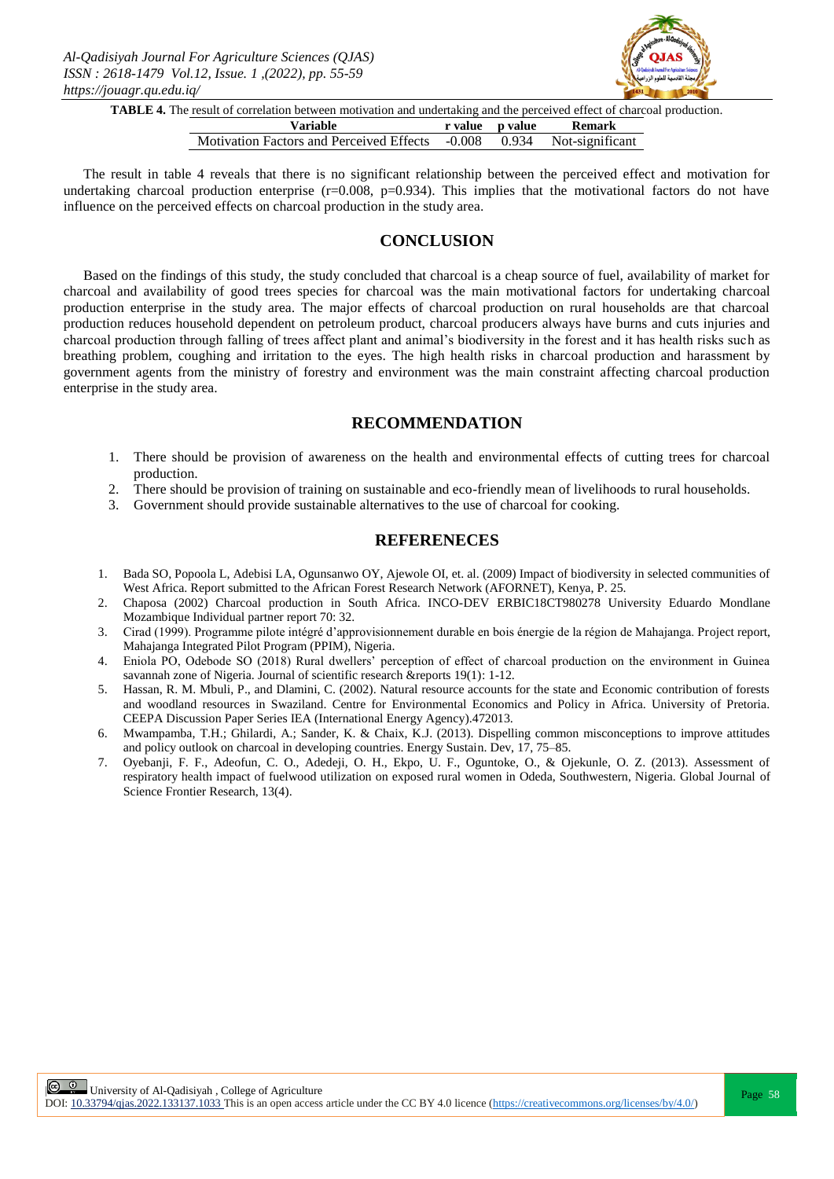**TABLE 4.** The result of correlation between motivation and undertaking and the perceived effect of charcoal production.

| Variable | r value | p value | Remark |
|---|---|---|---|
| Motivation Factors and Perceived Effects | -0.008 | 0.934 | Not-significant |

The result in table 4 reveals that there is no significant relationship between the perceived effect and motivation for undertaking charcoal production enterprise (r=0.008, p=0.934). This implies that the motivational factors do not have influence on the perceived effects on charcoal production in the study area.

## CONCLUSION

Based on the findings of this study, the study concluded that charcoal is a cheap source of fuel, availability of market for charcoal and availability of good trees species for charcoal was the main motivational factors for undertaking charcoal production enterprise in the study area. The major effects of charcoal production on rural households are that charcoal production reduces household dependent on petroleum product, charcoal producers always have burns and cuts injuries and charcoal production through falling of trees affect plant and animal's biodiversity in the forest and it has health risks such as breathing problem, coughing and irritation to the eyes. The high health risks in charcoal production and harassment by government agents from the ministry of forestry and environment was the main constraint affecting charcoal production enterprise in the study area.

## RECOMMENDATION

1. There should be provision of awareness on the health and environmental effects of cutting trees for charcoal production.
2. There should be provision of training on sustainable and eco-friendly mean of livelihoods to rural households.
3. Government should provide sustainable alternatives to the use of charcoal for cooking.

## REFERENECES

1. Bada SO, Popoola L, Adebisi LA, Ogunsanwo OY, Ajewole OI, et. al. (2009) Impact of biodiversity in selected communities of West Africa. Report submitted to the African Forest Research Network (AFORNET), Kenya, P. 25.
2. Chaposa (2002) Charcoal production in South Africa. INCO-DEV ERBIC18CT980278 University Eduardo Mondlane Mozambique Individual partner report 70: 32.
3. Cirad (1999). Programme pilote intégré d'approvisionnement durable en bois énergie de la région de Mahajanga. Project report, Mahajanga Integrated Pilot Program (PPIM), Nigeria.
4. Eniola PO, Odebode SO (2018) Rural dwellers' perception of effect of charcoal production on the environment in Guinea savannah zone of Nigeria. Journal of scientific research &reports 19(1): 1-12.
5. Hassan, R. M. Mbuli, P., and Dlamini, C. (2002). Natural resource accounts for the state and Economic contribution of forests and woodland resources in Swaziland. Centre for Environmental Economics and Policy in Africa. University of Pretoria. CEEPA Discussion Paper Series IEA (International Energy Agency).472013.
6. Mwampamba, T.H.; Ghilardi, A.; Sander, K. & Chaix, K.J. (2013). Dispelling common misconceptions to improve attitudes and policy outlook on charcoal in developing countries. Energy Sustain. Dev, 17, 75–85.
7. Oyebanji, F. F., Adeofun, C. O., Adedeji, O. H., Ekpo, U. F., Oguntoke, O., & Ojekunle, O. Z. (2013). Assessment of respiratory health impact of fuelwood utilization on exposed rural women in Odeda, Southwestern, Nigeria. Global Journal of Science Frontier Research, 13(4).